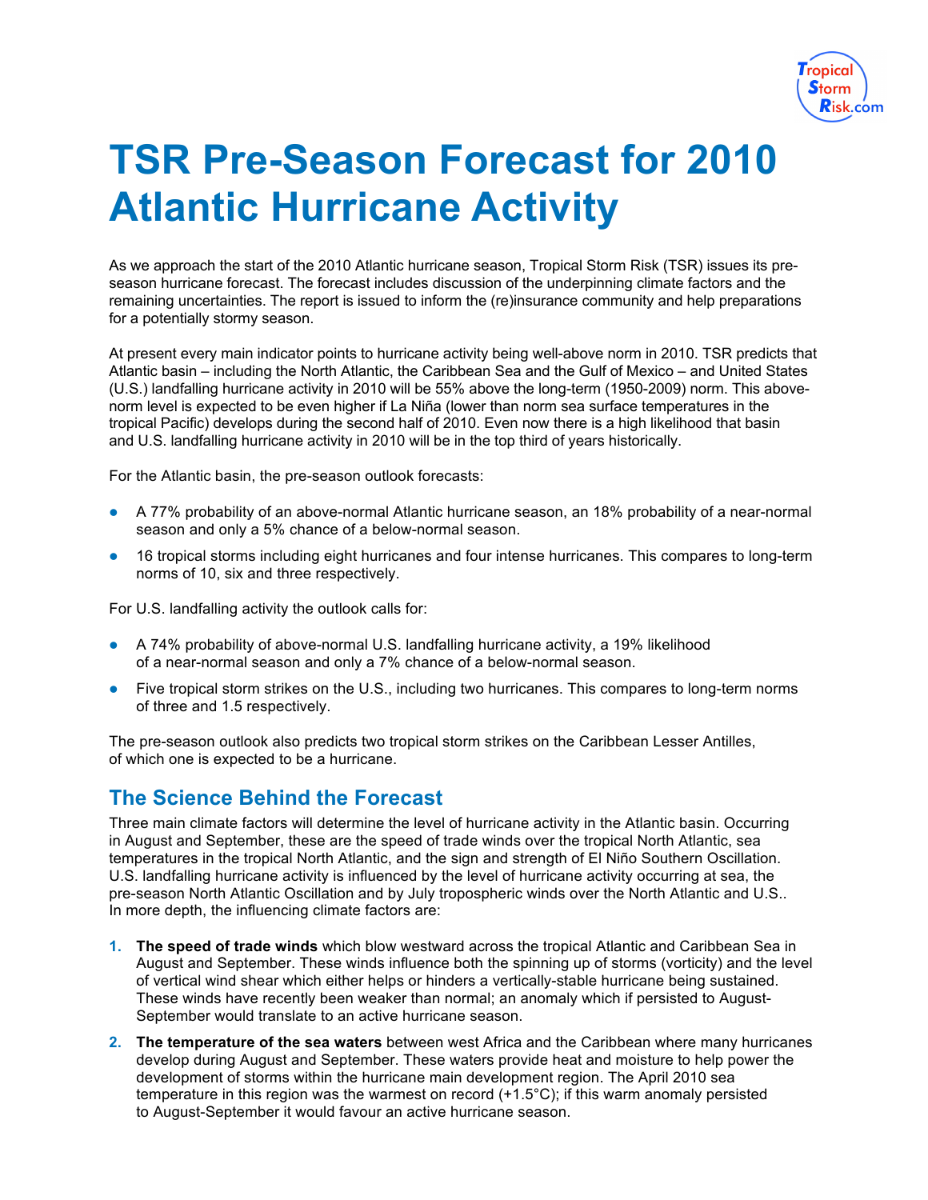# TSR Pre-Season Forecast for 2010 Atlantic Hurricane Activity

As we approach the start of the 2010 Atlantic hurricane season, Tropical Storm Risk (TSR) issues its pre-season hurricane forecast. The forecast includes discussion of the underpinning climate factors and the remaining uncertainties. The report is issued to inform the (re)insurance community and help preparations for a potentially stormy season.

At present every main indicator points to hurricane activity being well-above norm in 2010. TSR predicts that Atlantic basin – including the North Atlantic, the Caribbean Sea and the Gulf of Mexico – and United States (U.S.) landfalling hurricane activity in 2010 will be 55% above the long-term (1950-2009) norm. This above-norm level is expected to be even higher if La Niña (lower than norm sea surface temperatures in the tropical Pacific) develops during the second half of 2010. Even now there is a high likelihood that basin and U.S. landfalling hurricane activity in 2010 will be in the top third of years historically.

For the Atlantic basin, the pre-season outlook forecasts:

- A 77% probability of an above-normal Atlantic hurricane season, an 18% probability of a near-normal season and only a 5% chance of a below-normal season.
- 16 tropical storms including eight hurricanes and four intense hurricanes. This compares to long-term norms of 10, six and three respectively.

For U.S. landfalling activity the outlook calls for:

- A 74% probability of above-normal U.S. landfalling hurricane activity, a 19% likelihood of a near-normal season and only a 7% chance of a below-normal season.
- Five tropical storm strikes on the U.S., including two hurricanes. This compares to long-term norms of three and 1.5 respectively.

The pre-season outlook also predicts two tropical storm strikes on the Caribbean Lesser Antilles, of which one is expected to be a hurricane.

## The Science Behind the Forecast

Three main climate factors will determine the level of hurricane activity in the Atlantic basin. Occurring in August and September, these are the speed of trade winds over the tropical North Atlantic, sea temperatures in the tropical North Atlantic, and the sign and strength of El Niño Southern Oscillation. U.S. landfalling hurricane activity is influenced by the level of hurricane activity occurring at sea, the pre-season North Atlantic Oscillation and by July tropospheric winds over the North Atlantic and U.S.. In more depth, the influencing climate factors are:

1. **The speed of trade winds** which blow westward across the tropical Atlantic and Caribbean Sea in August and September. These winds influence both the spinning up of storms (vorticity) and the level of vertical wind shear which either helps or hinders a vertically-stable hurricane being sustained. These winds have recently been weaker than normal; an anomaly which if persisted to August-September would translate to an active hurricane season.
2. **The temperature of the sea waters** between west Africa and the Caribbean where many hurricanes develop during August and September. These waters provide heat and moisture to help power the development of storms within the hurricane main development region. The April 2010 sea temperature in this region was the warmest on record (+1.5°C); if this warm anomaly persisted to August-September it would favour an active hurricane season.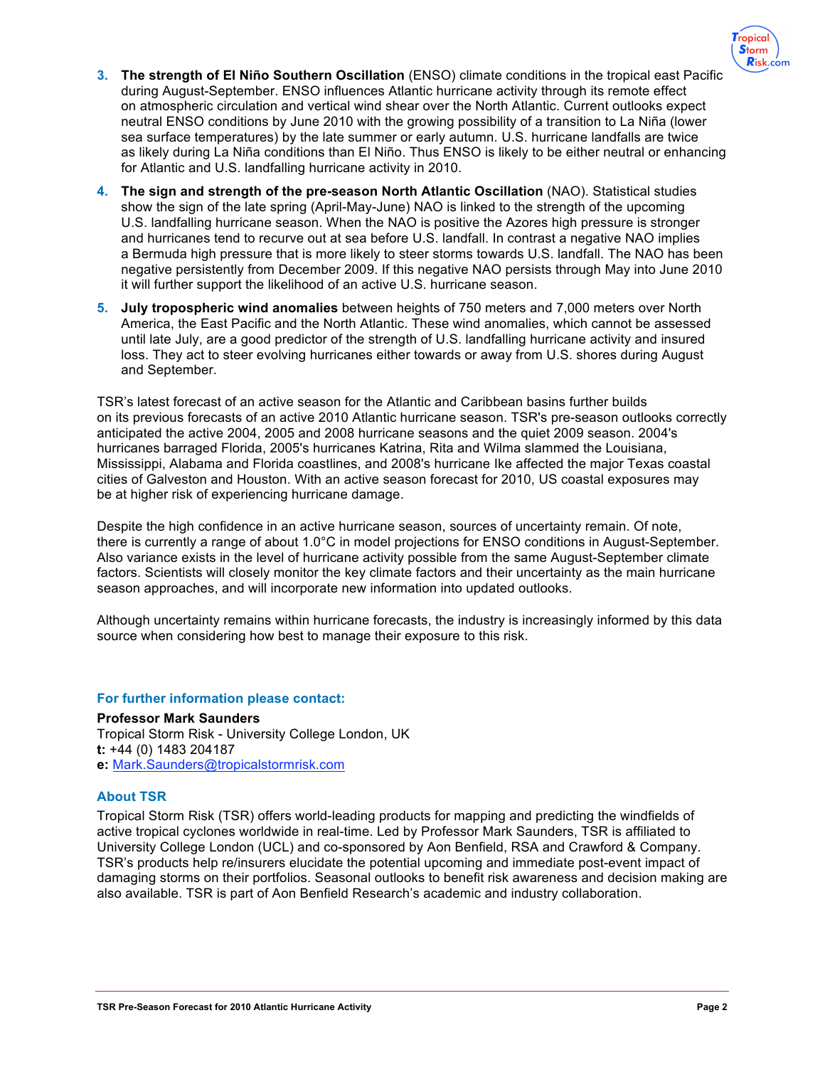3. **The strength of El Niño Southern Oscillation** (ENSO) climate conditions in the tropical east Pacific during August-September. ENSO influences Atlantic hurricane activity through its remote effect on atmospheric circulation and vertical wind shear over the North Atlantic. Current outlooks expect neutral ENSO conditions by June 2010 with the growing possibility of a transition to La Niña (lower sea surface temperatures) by the late summer or early autumn. U.S. hurricane landfalls are twice as likely during La Niña conditions than El Niño. Thus ENSO is likely to be either neutral or enhancing for Atlantic and U.S. landfalling hurricane activity in 2010.
4. **The sign and strength of the pre-season North Atlantic Oscillation** (NAO). Statistical studies show the sign of the late spring (April-May-June) NAO is linked to the strength of the upcoming U.S. landfalling hurricane season. When the NAO is positive the Azores high pressure is stronger and hurricanes tend to recurve out at sea before U.S. landfall. In contrast a negative NAO implies a Bermuda high pressure that is more likely to steer storms towards U.S. landfall. The NAO has been negative persistently from December 2009. If this negative NAO persists through May into June 2010 it will further support the likelihood of an active U.S. hurricane season.
5. **July tropospheric wind anomalies** between heights of 750 meters and 7,000 meters over North America, the East Pacific and the North Atlantic. These wind anomalies, which cannot be assessed until late July, are a good predictor of the strength of U.S. landfalling hurricane activity and insured loss. They act to steer evolving hurricanes either towards or away from U.S. shores during August and September.

TSR's latest forecast of an active season for the Atlantic and Caribbean basins further builds on its previous forecasts of an active 2010 Atlantic hurricane season. TSR's pre-season outlooks correctly anticipated the active 2004, 2005 and 2008 hurricane seasons and the quiet 2009 season. 2004's hurricanes barraged Florida, 2005's hurricanes Katrina, Rita and Wilma slammed the Louisiana, Mississippi, Alabama and Florida coastlines, and 2008's hurricane Ike affected the major Texas coastal cities of Galveston and Houston. With an active season forecast for 2010, US coastal exposures may be at higher risk of experiencing hurricane damage.

Despite the high confidence in an active hurricane season, sources of uncertainty remain. Of note, there is currently a range of about 1.0°C in model projections for ENSO conditions in August-September. Also variance exists in the level of hurricane activity possible from the same August-September climate factors. Scientists will closely monitor the key climate factors and their uncertainty as the main hurricane season approaches, and will incorporate new information into updated outlooks.

Although uncertainty remains within hurricane forecasts, the industry is increasingly informed by this data source when considering how best to manage their exposure to this risk.

### For further information please contact:

**Professor Mark Saunders**
Tropical Storm Risk - University College London, UK
**t:** +44 (0) 1483 204187
**e:** Mark.Saunders@tropicalstormrisk.com

### About TSR

Tropical Storm Risk (TSR) offers world-leading products for mapping and predicting the windfields of active tropical cyclones worldwide in real-time. Led by Professor Mark Saunders, TSR is affiliated to University College London (UCL) and co-sponsored by Aon Benfield, RSA and Crawford & Company. TSR's products help re/insurers elucidate the potential upcoming and immediate post-event impact of damaging storms on their portfolios. Seasonal outlooks to benefit risk awareness and decision making are also available. TSR is part of Aon Benfield Research's academic and industry collaboration.